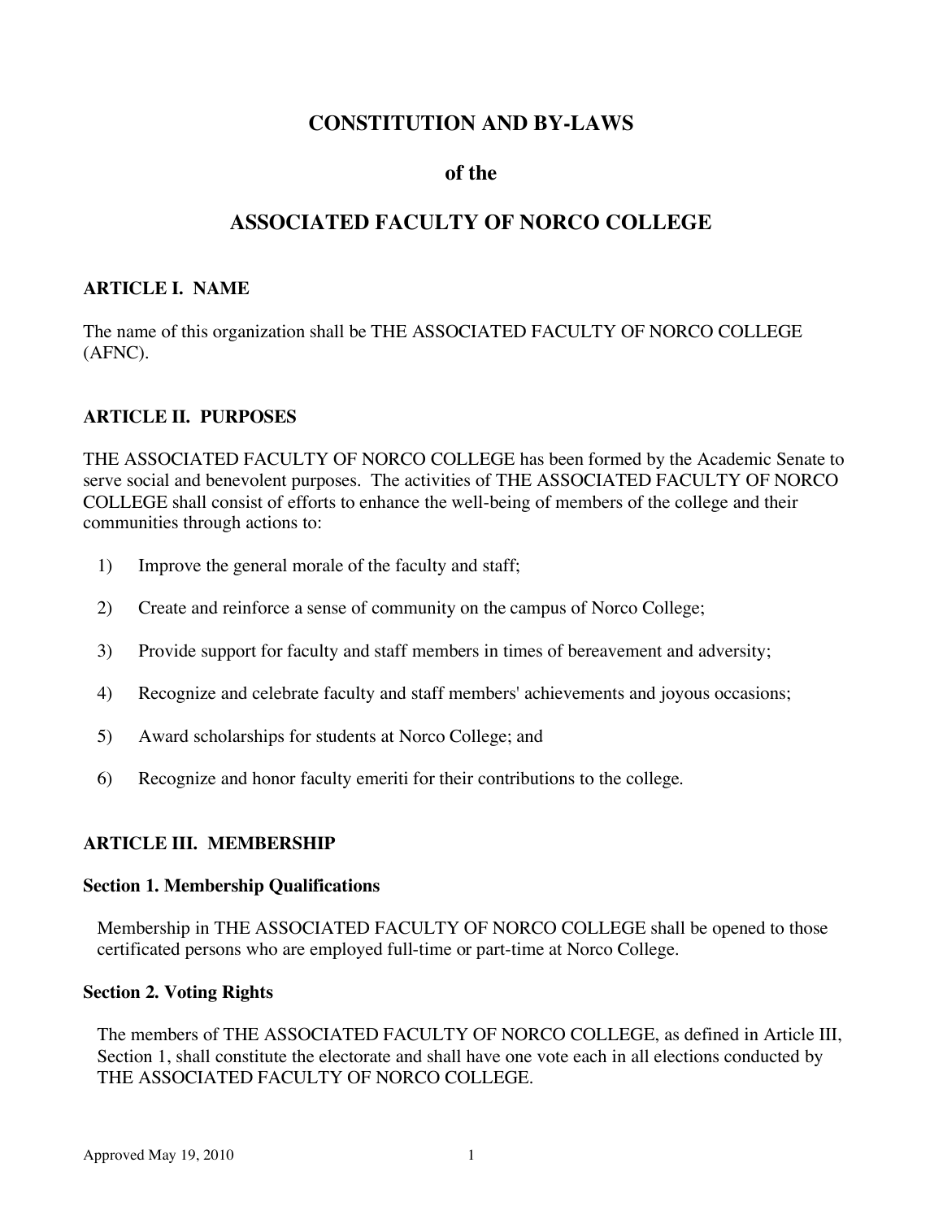# CONSTITUTION AND BY-LAWS

## of the

# ASSOCIATED FACULTY OF NORCO COLLEGE

### ARTICLE I.  NAME

The name of this organization shall be THE ASSOCIATED FACULTY OF NORCO COLLEGE (AFNC).

### ARTICLE II.  PURPOSES

THE ASSOCIATED FACULTY OF NORCO COLLEGE has been formed by the Academic Senate to serve social and benevolent purposes.  The activities of THE ASSOCIATED FACULTY OF NORCO COLLEGE shall consist of efforts to enhance the well-being of members of the college and their communities through actions to:

1) Improve the general morale of the faculty and staff;
2) Create and reinforce a sense of community on the campus of Norco College;
3) Provide support for faculty and staff members in times of bereavement and adversity;
4) Recognize and celebrate faculty and staff members' achievements and joyous occasions;
5) Award scholarships for students at Norco College; and
6) Recognize and honor faculty emeriti for their contributions to the college.

### ARTICLE III.  MEMBERSHIP

#### Section 1. Membership Qualifications

Membership in THE ASSOCIATED FACULTY OF NORCO COLLEGE shall be opened to those certificated persons who are employed full-time or part-time at Norco College.

#### Section 2. Voting Rights

The members of THE ASSOCIATED FACULTY OF NORCO COLLEGE, as defined in Article III, Section 1, shall constitute the electorate and shall have one vote each in all elections conducted by THE ASSOCIATED FACULTY OF NORCO COLLEGE.

Approved May 19, 2010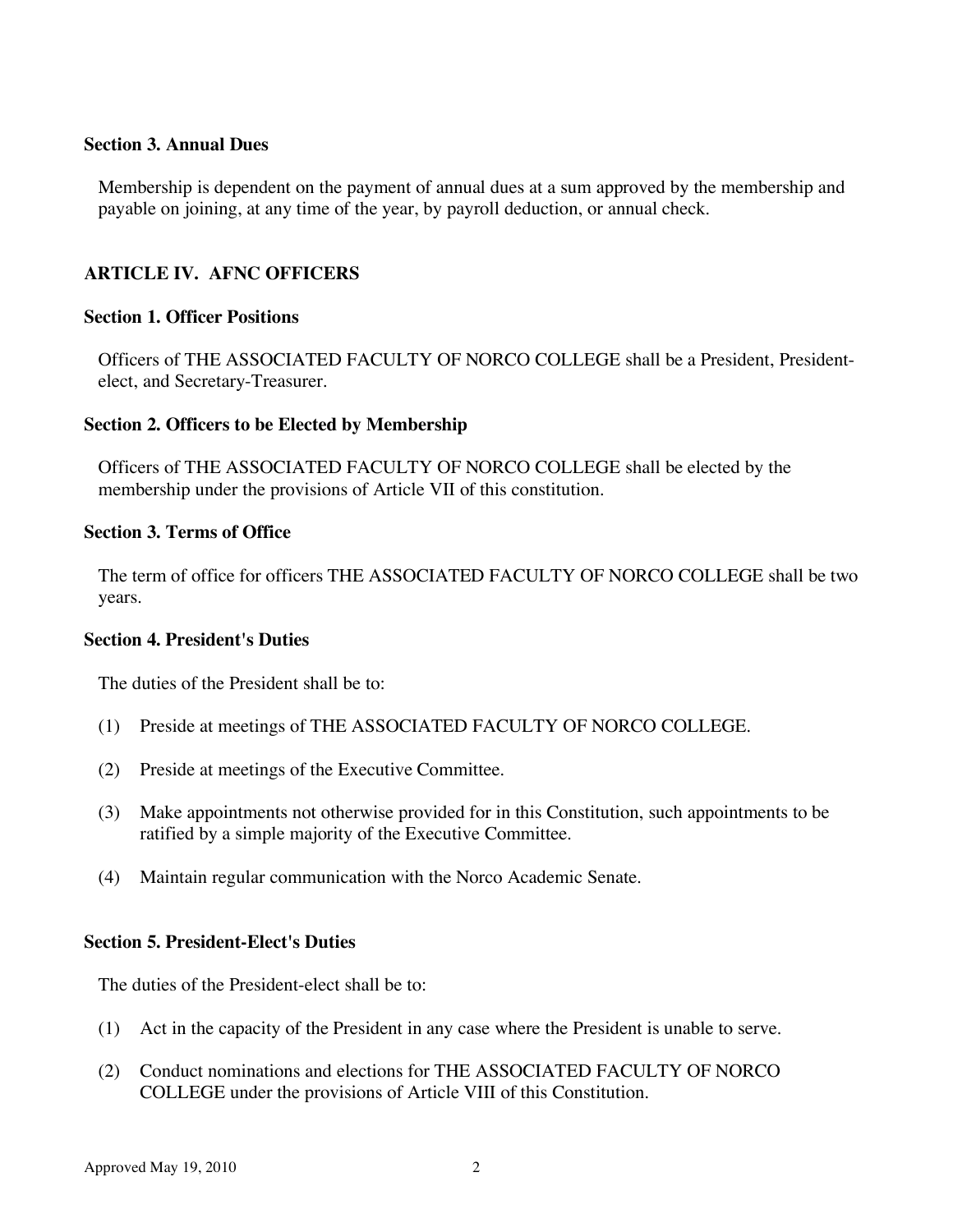### Section 3. Annual Dues

Membership is dependent on the payment of annual dues at a sum approved by the membership and payable on joining, at any time of the year, by payroll deduction, or annual check.

## ARTICLE IV. AFNC OFFICERS

### Section 1. Officer Positions

Officers of THE ASSOCIATED FACULTY OF NORCO COLLEGE shall be a President, President-elect, and Secretary-Treasurer.

### Section 2. Officers to be Elected by Membership

Officers of THE ASSOCIATED FACULTY OF NORCO COLLEGE shall be elected by the membership under the provisions of Article VII of this constitution.

### Section 3. Terms of Office

The term of office for officers THE ASSOCIATED FACULTY OF NORCO COLLEGE shall be two years.

### Section 4. President's Duties

The duties of the President shall be to:

(1) Preside at meetings of THE ASSOCIATED FACULTY OF NORCO COLLEGE.

(2) Preside at meetings of the Executive Committee.

(3) Make appointments not otherwise provided for in this Constitution, such appointments to be ratified by a simple majority of the Executive Committee.

(4) Maintain regular communication with the Norco Academic Senate.

### Section 5. President-Elect's Duties

The duties of the President-elect shall be to:

(1) Act in the capacity of the President in any case where the President is unable to serve.

(2) Conduct nominations and elections for THE ASSOCIATED FACULTY OF NORCO COLLEGE under the provisions of Article VIII of this Constitution.

Approved May 19, 2010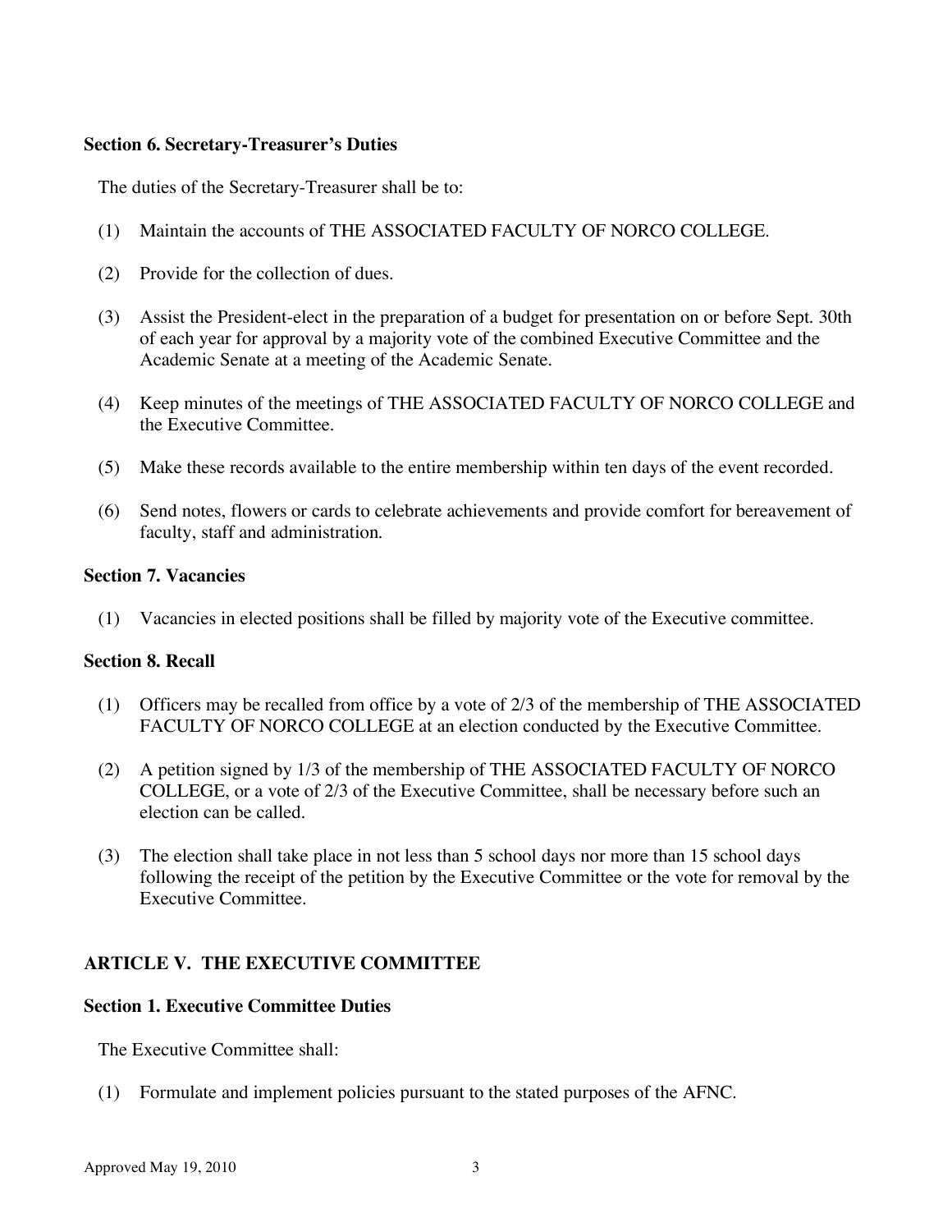**Section 6. Secretary-Treasurer's Duties**

The duties of the Secretary-Treasurer shall be to:

(1) Maintain the accounts of THE ASSOCIATED FACULTY OF NORCO COLLEGE.

(2) Provide for the collection of dues.

(3) Assist the President-elect in the preparation of a budget for presentation on or before Sept. 30th of each year for approval by a majority vote of the combined Executive Committee and the Academic Senate at a meeting of the Academic Senate.

(4) Keep minutes of the meetings of THE ASSOCIATED FACULTY OF NORCO COLLEGE and the Executive Committee.

(5) Make these records available to the entire membership within ten days of the event recorded.

(6) Send notes, flowers or cards to celebrate achievements and provide comfort for bereavement of faculty, staff and administration.

**Section 7. Vacancies**

(1) Vacancies in elected positions shall be filled by majority vote of the Executive committee.

**Section 8. Recall**

(1) Officers may be recalled from office by a vote of 2/3 of the membership of THE ASSOCIATED FACULTY OF NORCO COLLEGE at an election conducted by the Executive Committee.

(2) A petition signed by 1/3 of the membership of THE ASSOCIATED FACULTY OF NORCO COLLEGE, or a vote of 2/3 of the Executive Committee, shall be necessary before such an election can be called.

(3) The election shall take place in not less than 5 school days nor more than 15 school days following the receipt of the petition by the Executive Committee or the vote for removal by the Executive Committee.

## ARTICLE V. THE EXECUTIVE COMMITTEE

**Section 1. Executive Committee Duties**

The Executive Committee shall:

(1) Formulate and implement policies pursuant to the stated purposes of the AFNC.

Approved May 19, 2010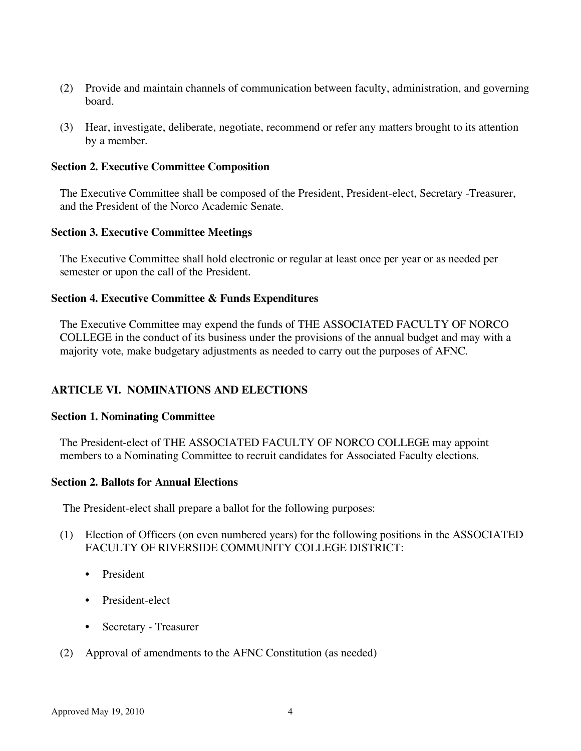(2) Provide and maintain channels of communication between faculty, administration, and governing board.

(3) Hear, investigate, deliberate, negotiate, recommend or refer any matters brought to its attention by a member.

**Section 2. Executive Committee Composition**

The Executive Committee shall be composed of the President, President-elect, Secretary -Treasurer, and the President of the Norco Academic Senate.

**Section 3. Executive Committee Meetings**

The Executive Committee shall hold electronic or regular at least once per year or as needed per semester or upon the call of the President.

**Section 4. Executive Committee & Funds Expenditures**

The Executive Committee may expend the funds of THE ASSOCIATED FACULTY OF NORCO COLLEGE in the conduct of its business under the provisions of the annual budget and may with a majority vote, make budgetary adjustments as needed to carry out the purposes of AFNC.

## ARTICLE VI. NOMINATIONS AND ELECTIONS

**Section 1. Nominating Committee**

The President-elect of THE ASSOCIATED FACULTY OF NORCO COLLEGE may appoint members to a Nominating Committee to recruit candidates for Associated Faculty elections.

**Section 2. Ballots for Annual Elections**

The President-elect shall prepare a ballot for the following purposes:

(1) Election of Officers (on even numbered years) for the following positions in the ASSOCIATED FACULTY OF RIVERSIDE COMMUNITY COLLEGE DISTRICT:

- President
- President-elect
- Secretary - Treasurer

(2) Approval of amendments to the AFNC Constitution (as needed)

Approved May 19, 2010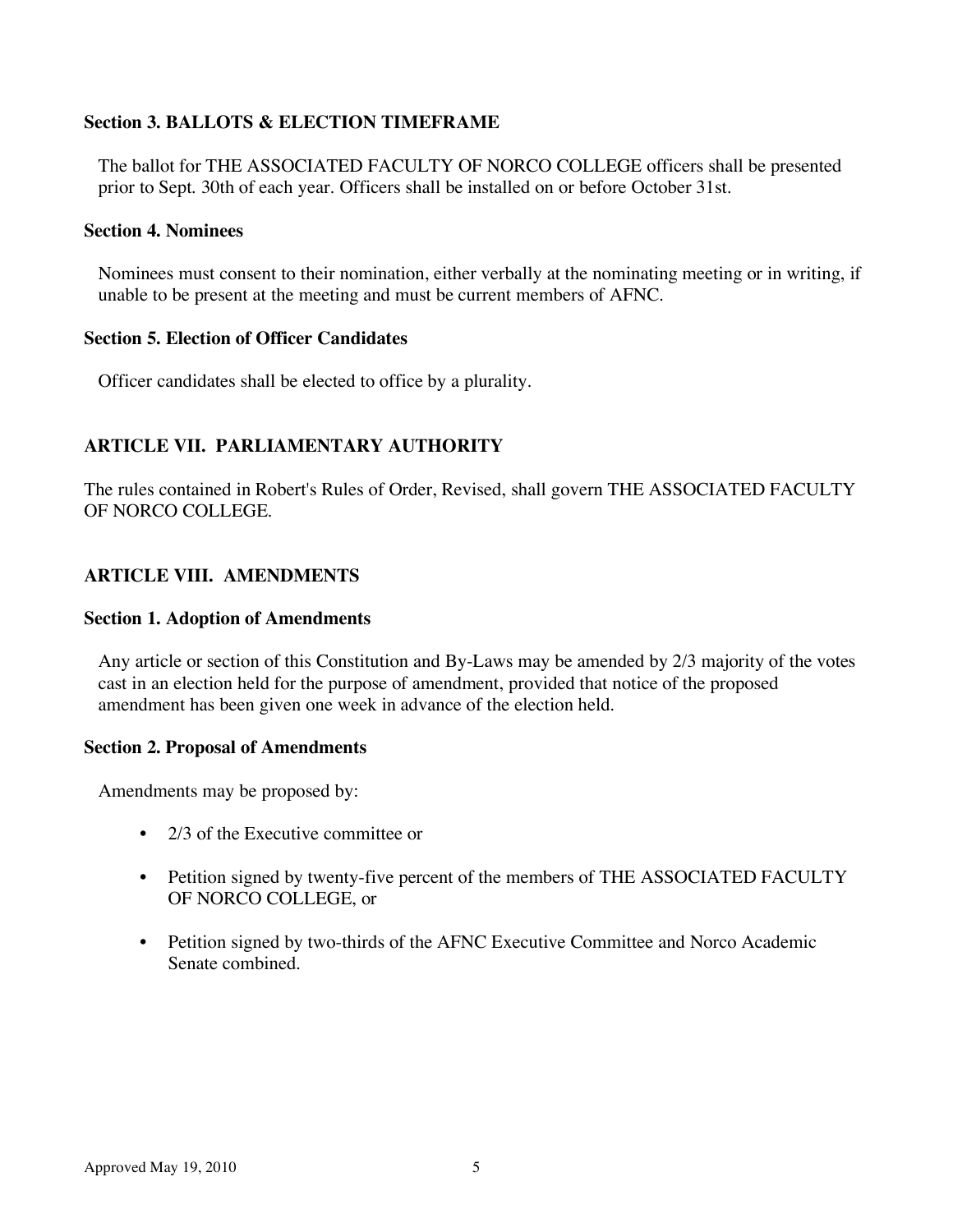**Section 3. BALLOTS & ELECTION TIMEFRAME**

The ballot for THE ASSOCIATED FACULTY OF NORCO COLLEGE officers shall be presented prior to Sept. 30th of each year. Officers shall be installed on or before October 31st.

**Section 4. Nominees**

Nominees must consent to their nomination, either verbally at the nominating meeting or in writing, if unable to be present at the meeting and must be current members of AFNC.

**Section 5. Election of Officer Candidates**

Officer candidates shall be elected to office by a plurality.

## ARTICLE VII. PARLIAMENTARY AUTHORITY

The rules contained in Robert's Rules of Order, Revised, shall govern THE ASSOCIATED FACULTY OF NORCO COLLEGE.

## ARTICLE VIII. AMENDMENTS

**Section 1. Adoption of Amendments**

Any article or section of this Constitution and By-Laws may be amended by 2/3 majority of the votes cast in an election held for the purpose of amendment, provided that notice of the proposed amendment has been given one week in advance of the election held.

**Section 2. Proposal of Amendments**

Amendments may be proposed by:

- 2/3 of the Executive committee or
- Petition signed by twenty-five percent of the members of THE ASSOCIATED FACULTY OF NORCO COLLEGE, or
- Petition signed by two-thirds of the AFNC Executive Committee and Norco Academic Senate combined.

Approved May 19, 2010